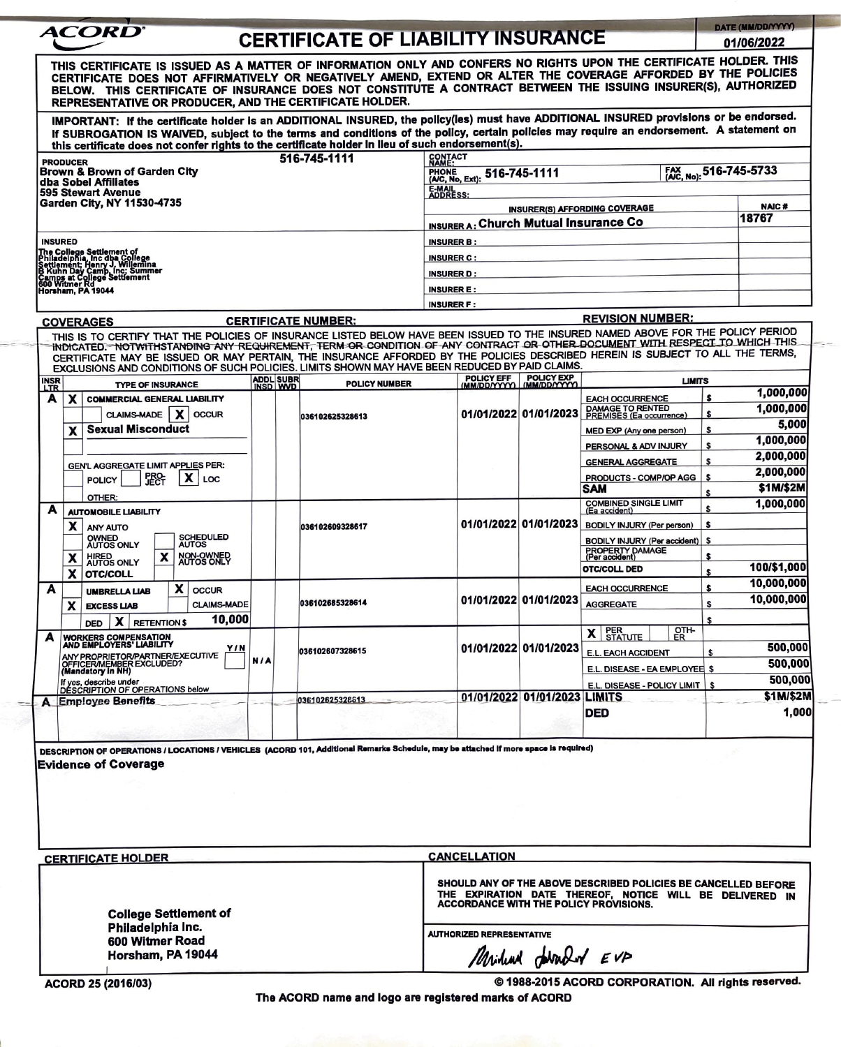# ACORD CERTIFICATE OF LIABILITY INSURANCE

DATE (MM/DD/YYYY): 01/06/2022

THIS CERTIFICATE IS ISSUED AS A MATTER OF INFORMATION ONLY AND CONFERS NO RIGHTS UPON THE CERTIFICATE HOLDER. THIS CERTIFICATE DOES NOT AFFIRMATIVELY OR NEGATIVELY AMEND, EXTEND OR ALTER THE COVERAGE AFFORDED BY THE POLICIES BELOW. THIS CERTIFICATE OF INSURANCE DOES NOT CONSTITUTE A CONTRACT BETWEEN THE ISSUING INSURER(S), AUTHORIZED REPRESENTATIVE OR PRODUCER, AND THE CERTIFICATE HOLDER.

IMPORTANT: If the certificate holder is an ADDITIONAL INSURED, the policy(ies) must have ADDITIONAL INSURED provisions or be endorsed. If SUBROGATION IS WAIVED, subject to the terms and conditions of the policy, certain policies may require an endorsement. A statement on this certificate does not confer rights to the certificate holder in lieu of such endorsement(s).

| PRODUCER | | CONTACT NAME: | | |
|---|---|---|---|---|
| Brown & Brown of Garden City dba Sobel Affiliates 595 Stewart Avenue Garden City, NY 11530-4735 | 516-745-1111 | PHONE (A/C, No, Ext): 516-745-1111 | FAX (A/C, No): 516-745-5733 | |
| | | E-MAIL ADDRESS: | | |
| | | INSURER(S) AFFORDING COVERAGE | | NAIC # |
| | | INSURER A: Church Mutual Insurance Co | | 18767 |
| **INSURED** | | INSURER B: | | |
| The College Settlement of Philadelphia, Inc dba College Settlement; Henry J. Willemina B Kuhn Day Camp, Inc; Summer Camps at College Settlement 600 Witmer Rd Horsham, PA 19044 | | INSURER C: | | |
| | | INSURER D: | | |
| | | INSURER E: | | |
| | | INSURER F: | | |

## COVERAGES

CERTIFICATE NUMBER: REVISION NUMBER:

THIS IS TO CERTIFY THAT THE POLICIES OF INSURANCE LISTED BELOW HAVE BEEN ISSUED TO THE INSURED NAMED ABOVE FOR THE POLICY PERIOD INDICATED. NOTWITHSTANDING ANY REQUIREMENT, TERM OR CONDITION OF ANY CONTRACT OR OTHER DOCUMENT WITH RESPECT TO WHICH THIS CERTIFICATE MAY BE ISSUED OR MAY PERTAIN, THE INSURANCE AFFORDED BY THE POLICIES DESCRIBED HEREIN IS SUBJECT TO ALL THE TERMS, EXCLUSIONS AND CONDITIONS OF SUCH POLICIES. LIMITS SHOWN MAY HAVE BEEN REDUCED BY PAID CLAIMS.

| INSR LTR | TYPE OF INSURANCE | ADDL INSD | SUBR WVD | POLICY NUMBER | POLICY EFF (MM/DD/YYYY) | POLICY EXP (MM/DD/YYYY) | LIMITS | |
|---|---|---|---|---|---|---|---|---|
| A | X COMMERCIAL GENERAL LIABILITY; CLAIMS-MADE; X OCCUR; X Sexual Misconduct; GEN'L AGGREGATE LIMIT APPLIES PER: POLICY; PRO-JECT; X LOC; OTHER: | | | 036102625328613 | 01/01/2022 | 01/01/2023 | EACH OCCURRENCE | $ 1,000,000 |
| | | | | | | | DAMAGE TO RENTED PREMISES (Ea occurrence) | $ 1,000,000 |
| | | | | | | | MED EXP (Any one person) | $ 5,000 |
| | | | | | | | PERSONAL & ADV INJURY | $ 1,000,000 |
| | | | | | | | GENERAL AGGREGATE | $ 2,000,000 |
| | | | | | | | PRODUCTS - COMP/OP AGG | $ 2,000,000 |
| | | | | | | | SAM | $ $1M/$2M |
| A | AUTOMOBILE LIABILITY; X ANY AUTO; OWNED AUTOS ONLY; SCHEDULED AUTOS; X HIRED AUTOS ONLY; X NON-OWNED AUTOS ONLY; X OTC/COLL | | | 036102609328617 | 01/01/2022 | 01/01/2023 | COMBINED SINGLE LIMIT (Ea accident) | $ 1,000,000 |
| | | | | | | | BODILY INJURY (Per person) | $ |
| | | | | | | | BODILY INJURY (Per accident) | $ |
| | | | | | | | PROPERTY DAMAGE (Per accident) | $ |
| | | | | | | | OTC/COLL DED | $ 100/$1,000 |
| A | UMBRELLA LIAB; X OCCUR; X EXCESS LIAB; CLAIMS-MADE; DED; X RETENTION $ 10,000 | | | 036102685328614 | 01/01/2022 | 01/01/2023 | EACH OCCURRENCE | $ 10,000,000 |
| | | | | | | | AGGREGATE | $ 10,000,000 |
| | | | | | | | | $ |
| A | WORKERS COMPENSATION AND EMPLOYERS' LIABILITY Y/N; ANY PROPRIETOR/PARTNER/EXECUTIVE OFFICER/MEMBER EXCLUDED? (Mandatory in NH); If yes, describe under DESCRIPTION OF OPERATIONS below | N/A | | 036102607328615 | 01/01/2022 | 01/01/2023 | X PER STATUTE; OTH-ER | |
| | | | | | | | E.L. EACH ACCIDENT | $ 500,000 |
| | | | | | | | E.L. DISEASE - EA EMPLOYEE | $ 500,000 |
| | | | | | | | E.L. DISEASE - POLICY LIMIT | $ 500,000 |
| A | Employee Benefits | | | 036102625328613 | 01/01/2022 | 01/01/2023 | LIMITS | $1M/$2M |
| | | | | | | | DED | 1,000 |

DESCRIPTION OF OPERATIONS / LOCATIONS / VEHICLES (ACORD 101, Additional Remarks Schedule, may be attached if more space is required)

Evidence of Coverage

| CERTIFICATE HOLDER | CANCELLATION |
|---|---|
| College Settlement of Philadelphia Inc. 600 Witmer Road Horsham, PA 19044 | SHOULD ANY OF THE ABOVE DESCRIBED POLICIES BE CANCELLED BEFORE THE EXPIRATION DATE THEREOF, NOTICE WILL BE DELIVERED IN ACCORDANCE WITH THE POLICY PROVISIONS. |
| | AUTHORIZED REPRESENTATIVE: Michael [signature] EVP |

ACORD 25 (2016/03) © 1988-2015 ACORD CORPORATION. All rights reserved.

The ACORD name and logo are registered marks of ACORD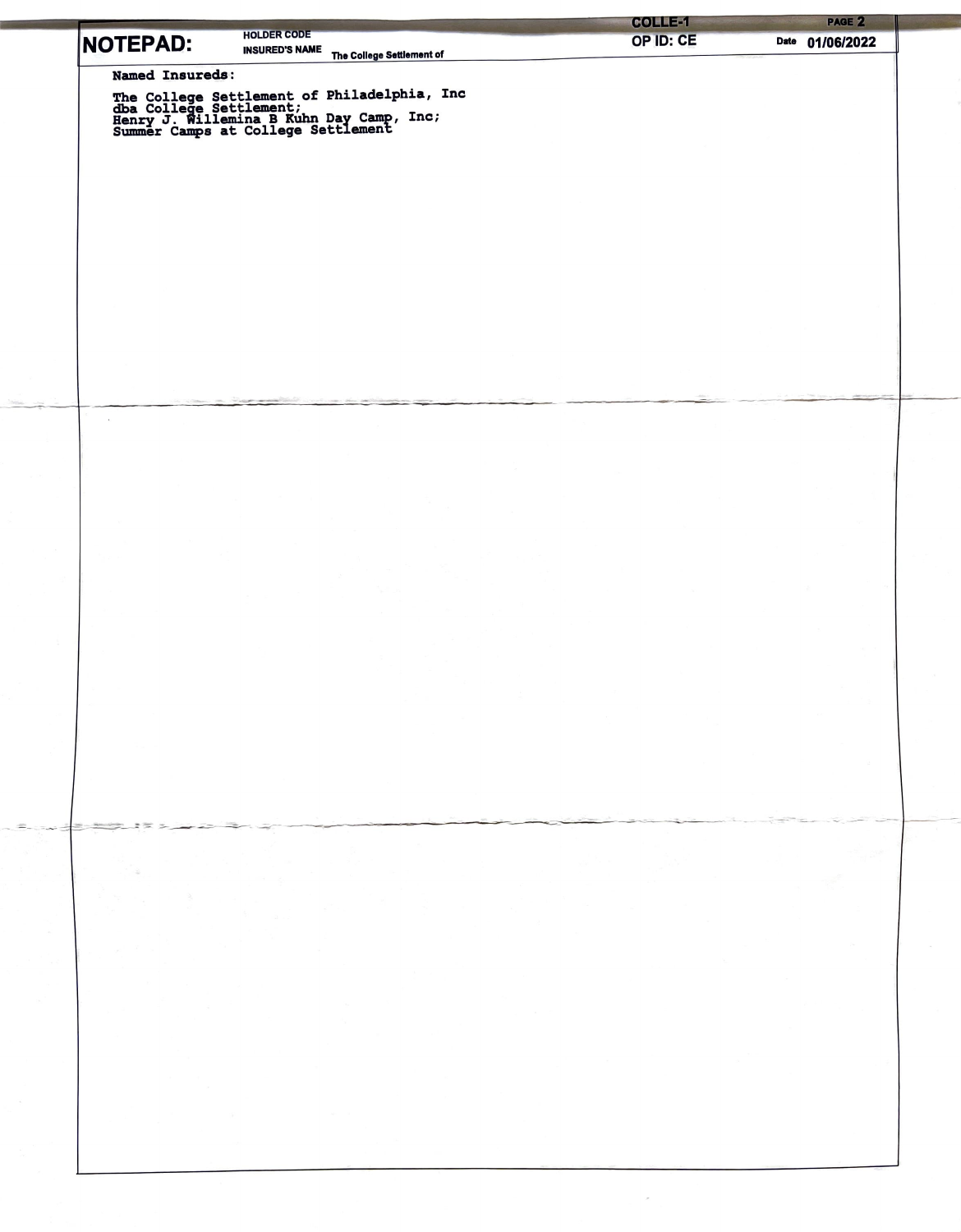**NOTEPAD:** HOLDER CODE
INSURED'S NAME The College Settlement of

COLLE-1
OP ID: CE

Date 01/06/2022

**Named Insureds:**

The College Settlement of Philadelphia, Inc
dba College Settlement;
Henry J. Willemina B Kuhn Day Camp, Inc;
Summer Camps at College Settlement